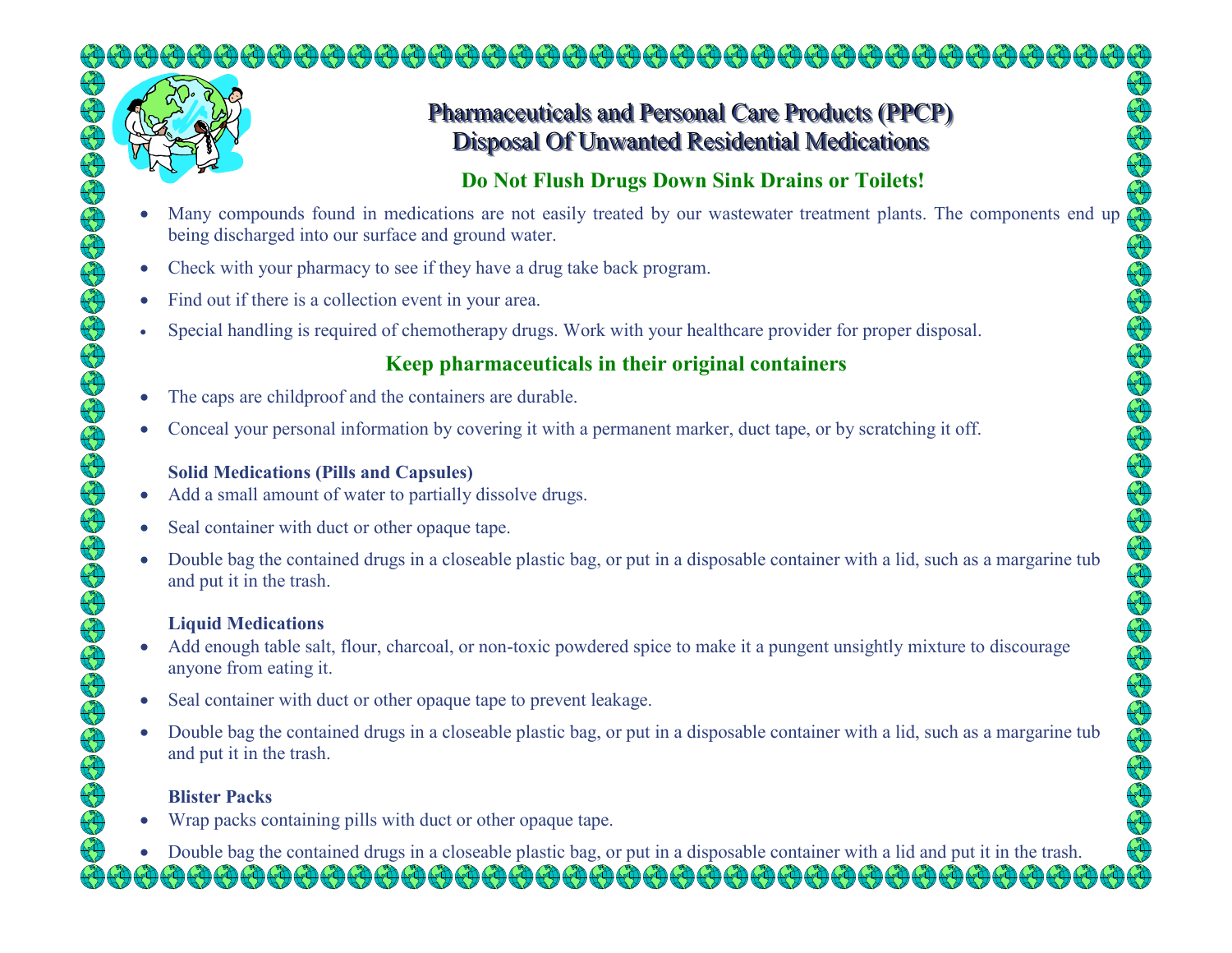# Pharmaceuticals and Personal Care Products (PPCP)
# Disposal Of Unwanted Residential Medications

## Do Not Flush Drugs Down Sink Drains or Toilets!

- Many compounds found in medications are not easily treated by our wastewater treatment plants. The components end up being discharged into our surface and ground water.
- Check with your pharmacy to see if they have a drug take back program.
- Find out if there is a collection event in your area.
- Special handling is required of chemotherapy drugs. Work with your healthcare provider for proper disposal.

## Keep pharmaceuticals in their original containers

- The caps are childproof and the containers are durable.
- Conceal your personal information by covering it with a permanent marker, duct tape, or by scratching it off.

**Solid Medications (Pills and Capsules)**

- Add a small amount of water to partially dissolve drugs.
- Seal container with duct or other opaque tape.
- Double bag the contained drugs in a closeable plastic bag, or put in a disposable container with a lid, such as a margarine tub and put it in the trash.

**Liquid Medications**

- Add enough table salt, flour, charcoal, or non-toxic powdered spice to make it a pungent unsightly mixture to discourage anyone from eating it.
- Seal container with duct or other opaque tape to prevent leakage.
- Double bag the contained drugs in a closeable plastic bag, or put in a disposable container with a lid, such as a margarine tub and put it in the trash.

**Blister Packs**

- Wrap packs containing pills with duct or other opaque tape.
- Double bag the contained drugs in a closeable plastic bag, or put in a disposable container with a lid and put it in the trash.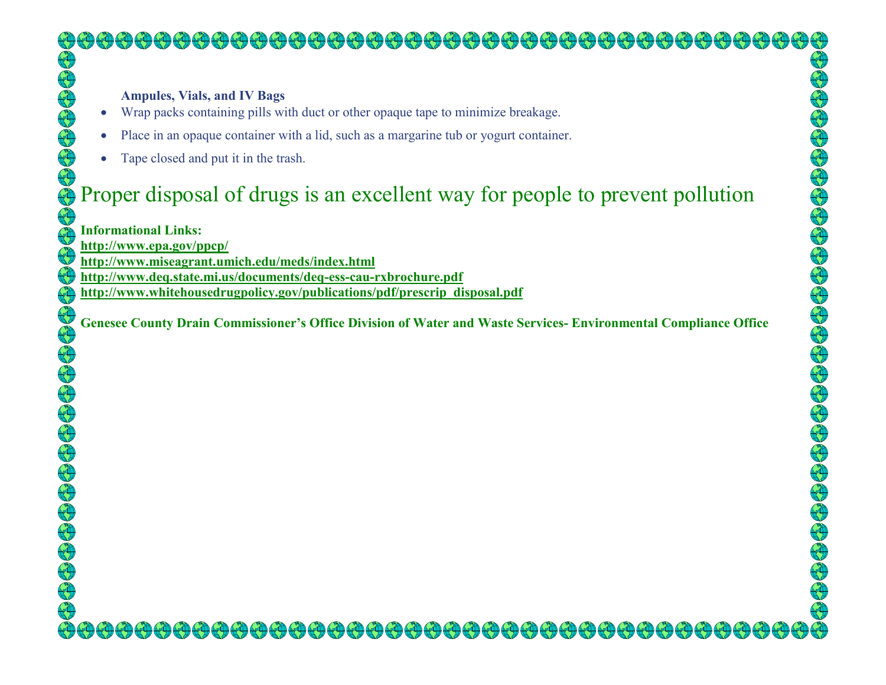**Ampules, Vials, and IV Bags**

- Wrap packs containing pills with duct or other opaque tape to minimize breakage.
- Place in an opaque container with a lid, such as a margarine tub or yogurt container.
- Tape closed and put it in the trash.

## Proper disposal of drugs is an excellent way for people to prevent pollution

**Informational Links:**
**http://www.epa.gov/ppcp/**
**http://www.miseagrant.umich.edu/meds/index.html**
**http://www.deq.state.mi.us/documents/deq-ess-cau-rxbrochure.pdf**
**http://www.whitehousedrugpolicy.gov/publications/pdf/prescrip_disposal.pdf**

**Genesee County Drain Commissioner's Office Division of Water and Waste Services- Environmental Compliance Office**